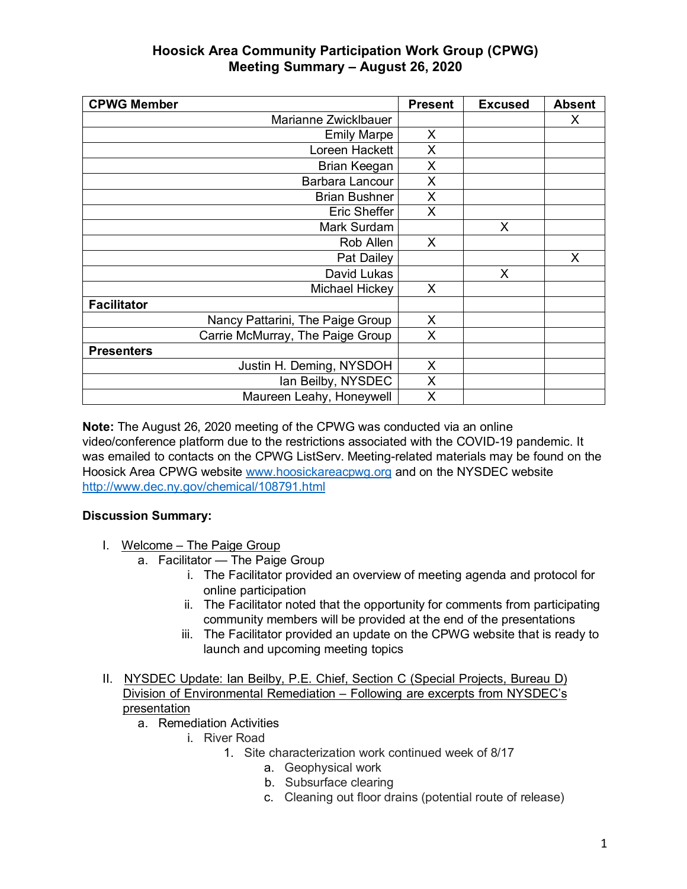# Hoosick Area Community Participation Work Group (CPWG)
## Meeting Summary – August 26, 2020

| CPWG Member | Present | Excused | Absent |
|---|---|---|---|
| Marianne Zwicklbauer | | | X |
| Emily Marpe | X | | |
| Loreen Hackett | X | | |
| Brian Keegan | X | | |
| Barbara Lancour | X | | |
| Brian Bushner | X | | |
| Eric Sheffer | X | | |
| Mark Surdam | | X | |
| Rob Allen | X | | |
| Pat Dailey | | | X |
| David Lukas | | X | |
| Michael Hickey | X | | |
| **Facilitator** | | | |
| Nancy Pattarini, The Paige Group | X | | |
| Carrie McMurray, The Paige Group | X | | |
| **Presenters** | | | |
| Justin H. Deming, NYSDOH | X | | |
| Ian Beilby, NYSDEC | X | | |
| Maureen Leahy, Honeywell | X | | |

**Note:** The August 26, 2020 meeting of the CPWG was conducted via an online video/conference platform due to the restrictions associated with the COVID-19 pandemic. It was emailed to contacts on the CPWG ListServ. Meeting-related materials may be found on the Hoosick Area CPWG website www.hoosickareacpwg.org and on the NYSDEC website http://www.dec.ny.gov/chemical/108791.html

**Discussion Summary:**

I. Welcome – The Paige Group
   a. Facilitator — The Paige Group
      i. The Facilitator provided an overview of meeting agenda and protocol for online participation
      ii. The Facilitator noted that the opportunity for comments from participating community members will be provided at the end of the presentations
      iii. The Facilitator provided an update on the CPWG website that is ready to launch and upcoming meeting topics

II. NYSDEC Update: Ian Beilby, P.E. Chief, Section C (Special Projects, Bureau D) Division of Environmental Remediation – Following are excerpts from NYSDEC's presentation
   a. Remediation Activities
      i. River Road
         1. Site characterization work continued week of 8/17
            a. Geophysical work
            b. Subsurface clearing
            c. Cleaning out floor drains (potential route of release)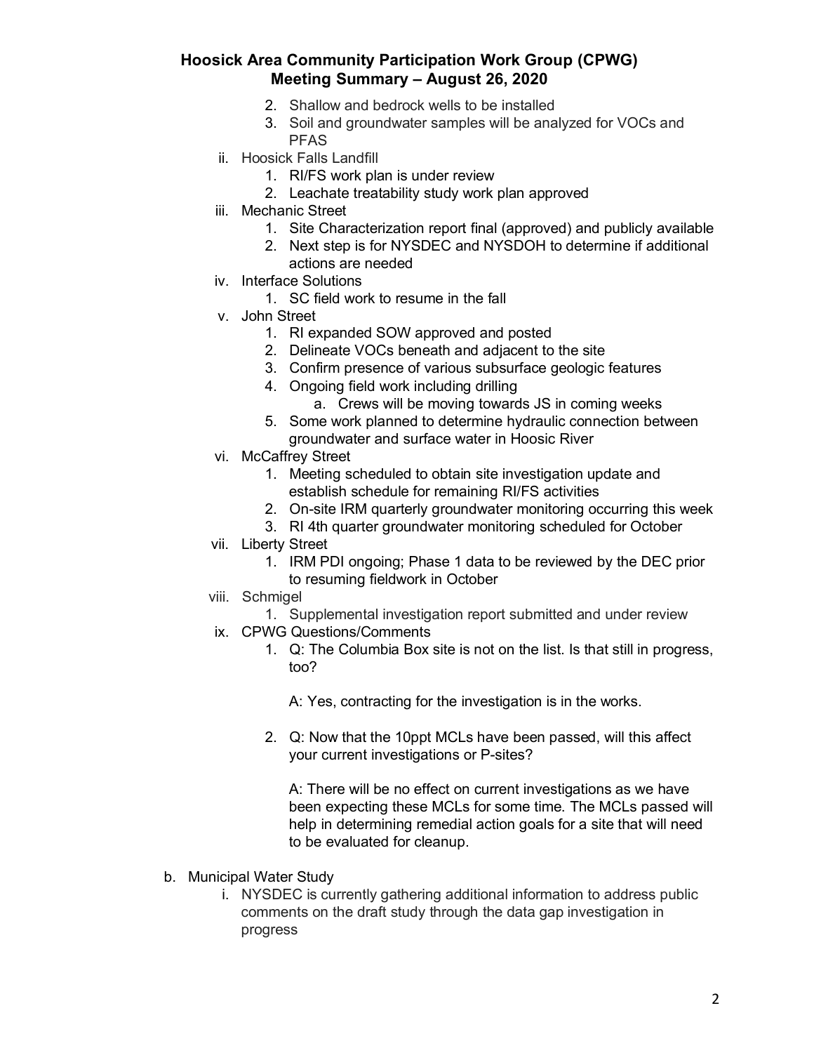2. Shallow and bedrock wells to be installed
3. Soil and groundwater samples will be analyzed for VOCs and PFAS

ii. Hoosick Falls Landfill
1. RI/FS work plan is under review
2. Leachate treatability study work plan approved

iii. Mechanic Street
1. Site Characterization report final (approved) and publicly available
2. Next step is for NYSDEC and NYSDOH to determine if additional actions are needed

iv. Interface Solutions
1. SC field work to resume in the fall

v. John Street
1. RI expanded SOW approved and posted
2. Delineate VOCs beneath and adjacent to the site
3. Confirm presence of various subsurface geologic features
4. Ongoing field work including drilling
   a. Crews will be moving towards JS in coming weeks
5. Some work planned to determine hydraulic connection between groundwater and surface water in Hoosic River

vi. McCaffrey Street
1. Meeting scheduled to obtain site investigation update and establish schedule for remaining RI/FS activities
2. On-site IRM quarterly groundwater monitoring occurring this week
3. RI 4th quarter groundwater monitoring scheduled for October

vii. Liberty Street
1. IRM PDI ongoing; Phase 1 data to be reviewed by the DEC prior to resuming fieldwork in October

viii. Schmigel
1. Supplemental investigation report submitted and under review

ix. CPWG Questions/Comments
1. Q: The Columbia Box site is not on the list. Is that still in progress, too?

   A: Yes, contracting for the investigation is in the works.

2. Q: Now that the 10ppt MCLs have been passed, will this affect your current investigations or P-sites?

   A: There will be no effect on current investigations as we have been expecting these MCLs for some time. The MCLs passed will help in determining remedial action goals for a site that will need to be evaluated for cleanup.

b. Municipal Water Study

i. NYSDEC is currently gathering additional information to address public comments on the draft study through the data gap investigation in progress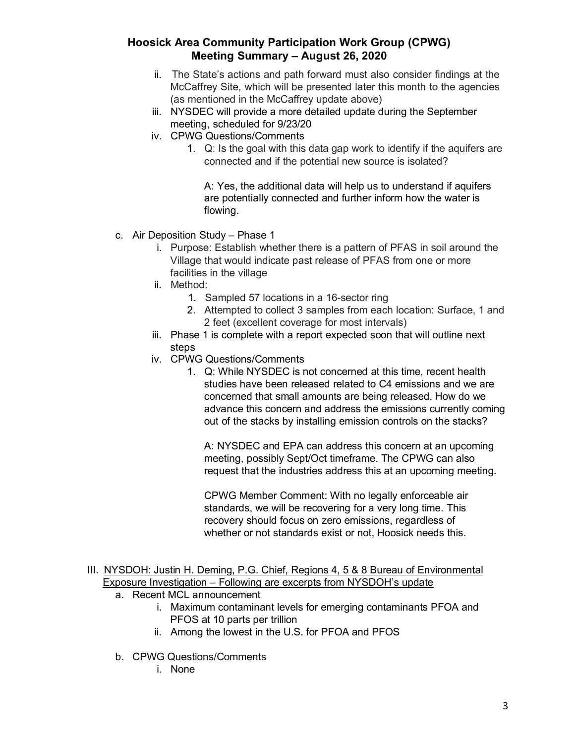ii. The State's actions and path forward must also consider findings at the McCaffrey Site, which will be presented later this month to the agencies (as mentioned in the McCaffrey update above)

iii. NYSDEC will provide a more detailed update during the September meeting, scheduled for 9/23/20

iv. CPWG Questions/Comments

1. Q: Is the goal with this data gap work to identify if the aquifers are connected and if the potential new source is isolated?

   A: Yes, the additional data will help us to understand if aquifers are potentially connected and further inform how the water is flowing.

c. Air Deposition Study – Phase 1

i. Purpose: Establish whether there is a pattern of PFAS in soil around the Village that would indicate past release of PFAS from one or more facilities in the village

ii. Method:

1. Sampled 57 locations in a 16-sector ring
2. Attempted to collect 3 samples from each location: Surface, 1 and 2 feet (excellent coverage for most intervals)

iii. Phase 1 is complete with a report expected soon that will outline next steps

iv. CPWG Questions/Comments

1. Q: While NYSDEC is not concerned at this time, recent health studies have been released related to C4 emissions and we are concerned that small amounts are being released. How do we advance this concern and address the emissions currently coming out of the stacks by installing emission controls on the stacks?

   A: NYSDEC and EPA can address this concern at an upcoming meeting, possibly Sept/Oct timeframe. The CPWG can also request that the industries address this at an upcoming meeting.

   CPWG Member Comment: With no legally enforceable air standards, we will be recovering for a very long time. This recovery should focus on zero emissions, regardless of whether or not standards exist or not, Hoosick needs this.

III. NYSDOH: Justin H. Deming, P.G. Chief, Regions 4, 5 & 8 Bureau of Environmental Exposure Investigation – Following are excerpts from NYSDOH's update

a. Recent MCL announcement

i. Maximum contaminant levels for emerging contaminants PFOA and PFOS at 10 parts per trillion

ii. Among the lowest in the U.S. for PFOA and PFOS

b. CPWG Questions/Comments

i. None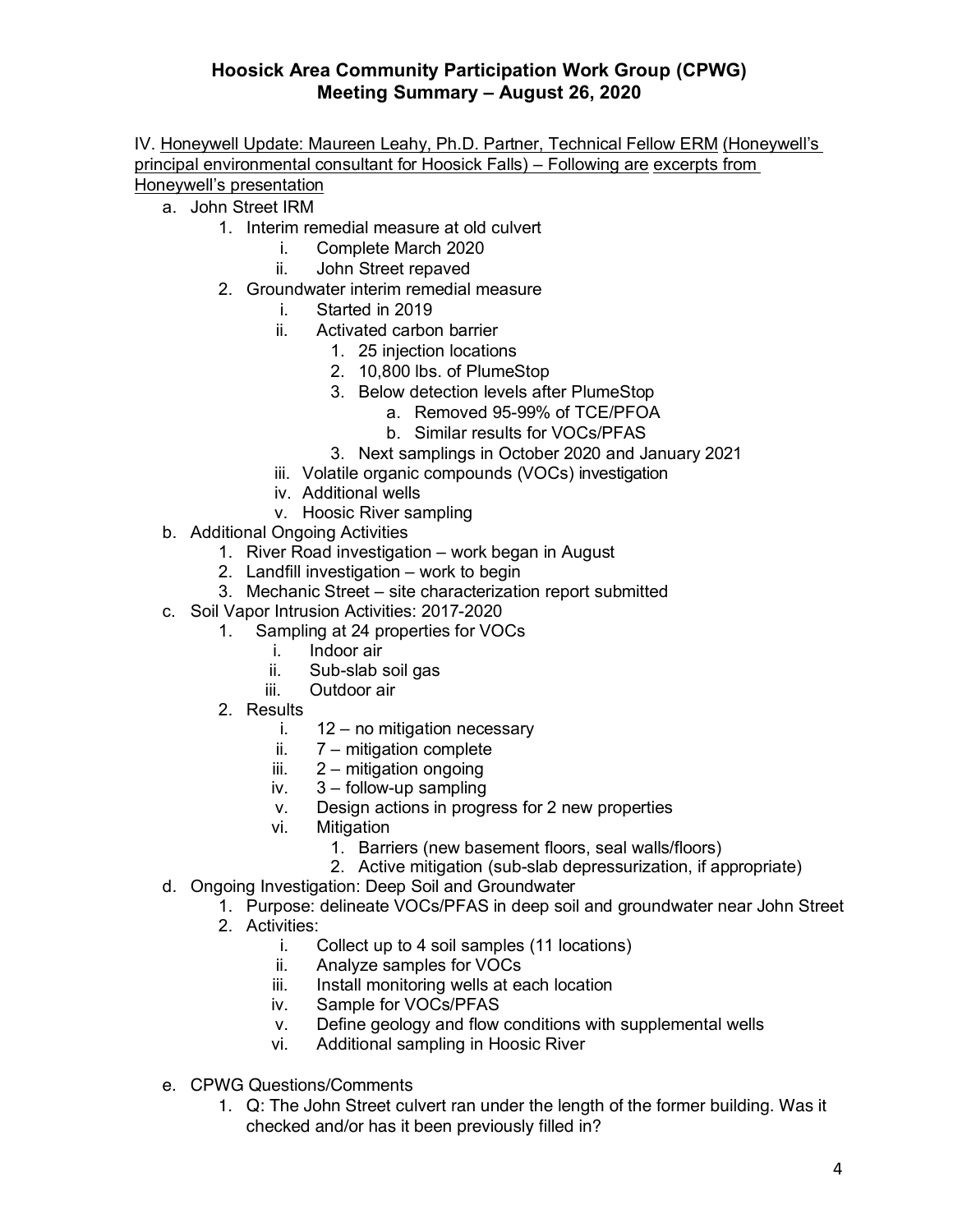# Hoosick Area Community Participation Work Group (CPWG)
## Meeting Summary – August 26, 2020

IV. Honeywell Update: Maureen Leahy, Ph.D. Partner, Technical Fellow ERM (Honeywell's principal environmental consultant for Hoosick Falls) – Following are excerpts from Honeywell's presentation

a. John Street IRM
   1. Interim remedial measure at old culvert
      i. Complete March 2020
      ii. John Street repaved
   2. Groundwater interim remedial measure
      i. Started in 2019
      ii. Activated carbon barrier
         1. 25 injection locations
         2. 10,800 lbs. of PlumeStop
         3. Below detection levels after PlumeStop
            a. Removed 95-99% of TCE/PFOA
            b. Similar results for VOCs/PFAS
         3. Next samplings in October 2020 and January 2021
      iii. Volatile organic compounds (VOCs) investigation
      iv. Additional wells
      v. Hoosic River sampling

b. Additional Ongoing Activities
   1. River Road investigation – work began in August
   2. Landfill investigation – work to begin
   3. Mechanic Street – site characterization report submitted

c. Soil Vapor Intrusion Activities: 2017-2020
   1. Sampling at 24 properties for VOCs
      i. Indoor air
      ii. Sub-slab soil gas
      iii. Outdoor air
   2. Results
      i. 12 – no mitigation necessary
      ii. 7 – mitigation complete
      iii. 2 – mitigation ongoing
      iv. 3 – follow-up sampling
      v. Design actions in progress for 2 new properties
      vi. Mitigation
         1. Barriers (new basement floors, seal walls/floors)
         2. Active mitigation (sub-slab depressurization, if appropriate)

d. Ongoing Investigation: Deep Soil and Groundwater
   1. Purpose: delineate VOCs/PFAS in deep soil and groundwater near John Street
   2. Activities:
      i. Collect up to 4 soil samples (11 locations)
      ii. Analyze samples for VOCs
      iii. Install monitoring wells at each location
      iv. Sample for VOCs/PFAS
      v. Define geology and flow conditions with supplemental wells
      vi. Additional sampling in Hoosic River

e. CPWG Questions/Comments
   1. Q: The John Street culvert ran under the length of the former building. Was it checked and/or has it been previously filled in?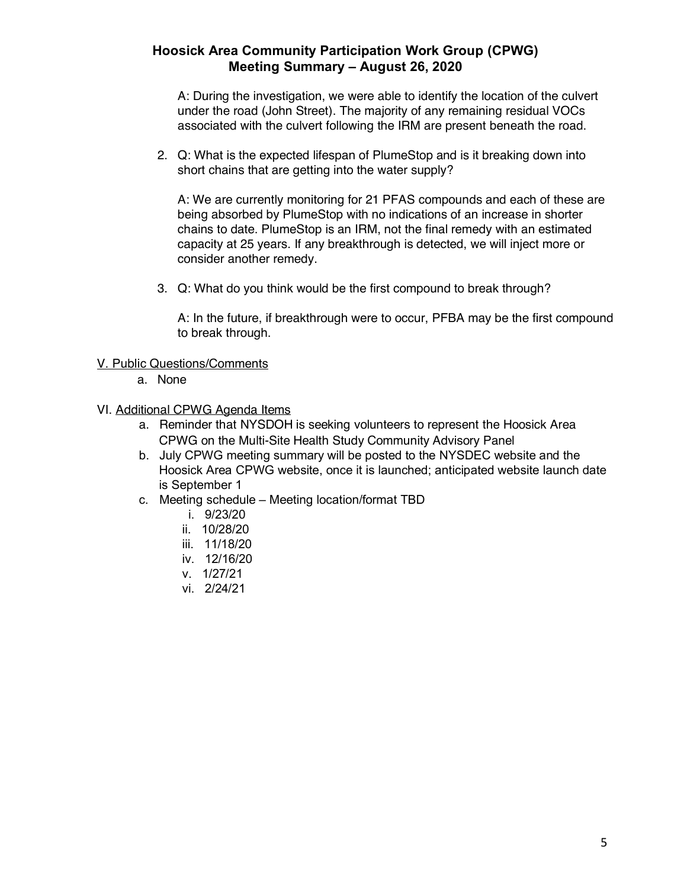A: During the investigation, we were able to identify the location of the culvert under the road (John Street). The majority of any remaining residual VOCs associated with the culvert following the IRM are present beneath the road.

2. Q: What is the expected lifespan of PlumeStop and is it breaking down into short chains that are getting into the water supply?

   A: We are currently monitoring for 21 PFAS compounds and each of these are being absorbed by PlumeStop with no indications of an increase in shorter chains to date. PlumeStop is an IRM, not the final remedy with an estimated capacity at 25 years. If any breakthrough is detected, we will inject more or consider another remedy.

3. Q: What do you think would be the first compound to break through?

   A: In the future, if breakthrough were to occur, PFBA may be the first compound to break through.

V. <u>Public Questions/Comments</u>

   a. None

VI. <u>Additional CPWG Agenda Items</u>

   a. Reminder that NYSDOH is seeking volunteers to represent the Hoosick Area CPWG on the Multi-Site Health Study Community Advisory Panel
   b. July CPWG meeting summary will be posted to the NYSDEC website and the Hoosick Area CPWG website, once it is launched; anticipated website launch date is September 1
   c. Meeting schedule – Meeting location/format TBD
      i. 9/23/20
      ii. 10/28/20
      iii. 11/18/20
      iv. 12/16/20
      v. 1/27/21
      vi. 2/24/21